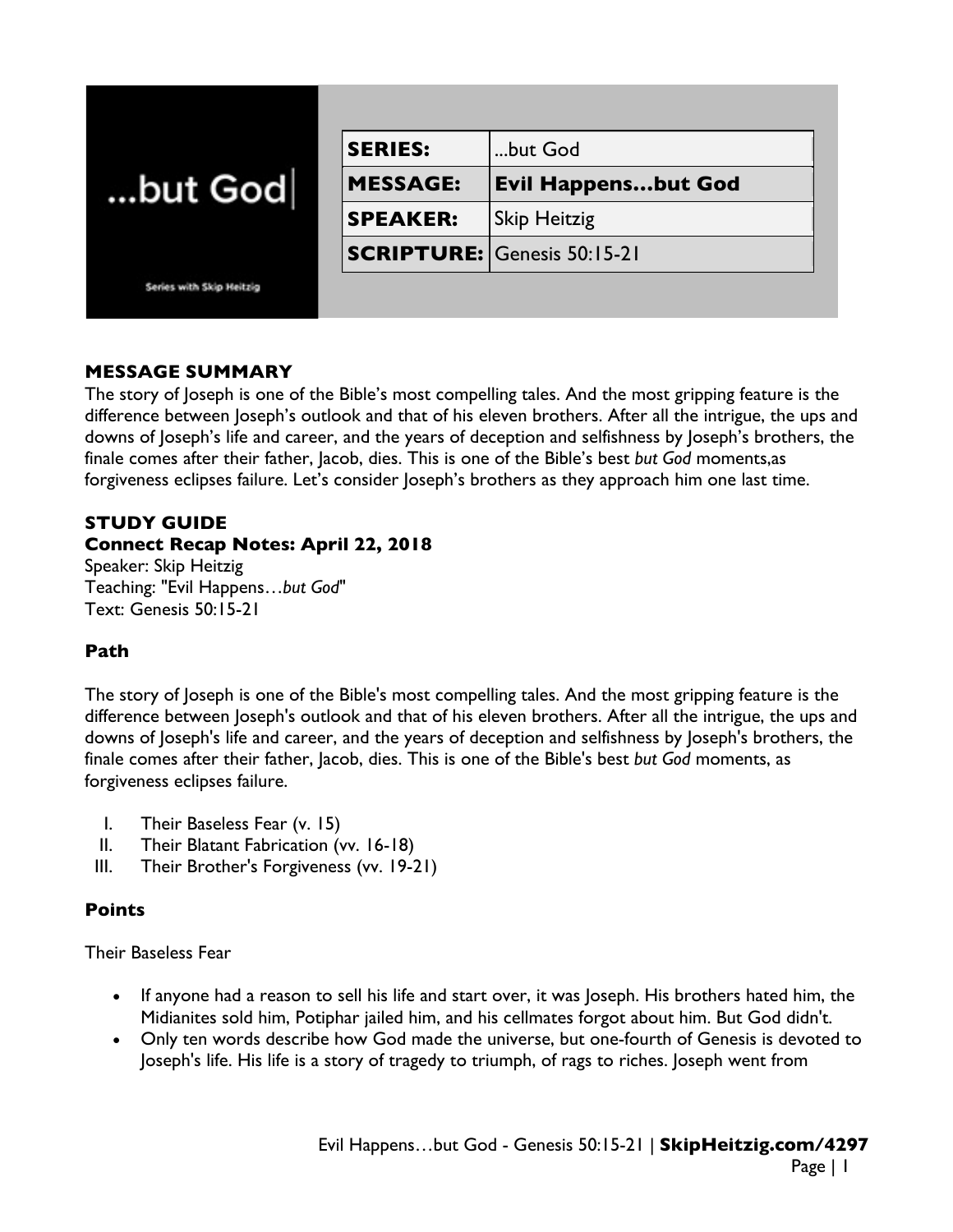...but God

Series with Skip Heitzig

| SERIES: | ...but God |
|---|---|
| MESSAGE: | **Evil Happens…but God** |
| SPEAKER: | Skip Heitzig |
| SCRIPTURE: | Genesis 50:15-21 |

## MESSAGE SUMMARY

The story of Joseph is one of the Bible's most compelling tales. And the most gripping feature is the difference between Joseph's outlook and that of his eleven brothers. After all the intrigue, the ups and downs of Joseph's life and career, and the years of deception and selfishness by Joseph's brothers, the finale comes after their father, Jacob, dies. This is one of the Bible's best *but God* moments,as forgiveness eclipses failure. Let's consider Joseph's brothers as they approach him one last time.

## STUDY GUIDE

### Connect Recap Notes: April 22, 2018

Speaker: Skip Heitzig
Teaching: "Evil Happens…*but God*"
Text: Genesis 50:15-21

### Path

The story of Joseph is one of the Bible's most compelling tales. And the most gripping feature is the difference between Joseph's outlook and that of his eleven brothers. After all the intrigue, the ups and downs of Joseph's life and career, and the years of deception and selfishness by Joseph's brothers, the finale comes after their father, Jacob, dies. This is one of the Bible's best *but God* moments, as forgiveness eclipses failure.

I. Their Baseless Fear (v. 15)
II. Their Blatant Fabrication (vv. 16-18)
III. Their Brother's Forgiveness (vv. 19-21)

### Points

Their Baseless Fear

- If anyone had a reason to sell his life and start over, it was Joseph. His brothers hated him, the Midianites sold him, Potiphar jailed him, and his cellmates forgot about him. But God didn't.
- Only ten words describe how God made the universe, but one-fourth of Genesis is devoted to Joseph's life. His life is a story of tragedy to triumph, of rags to riches. Joseph went from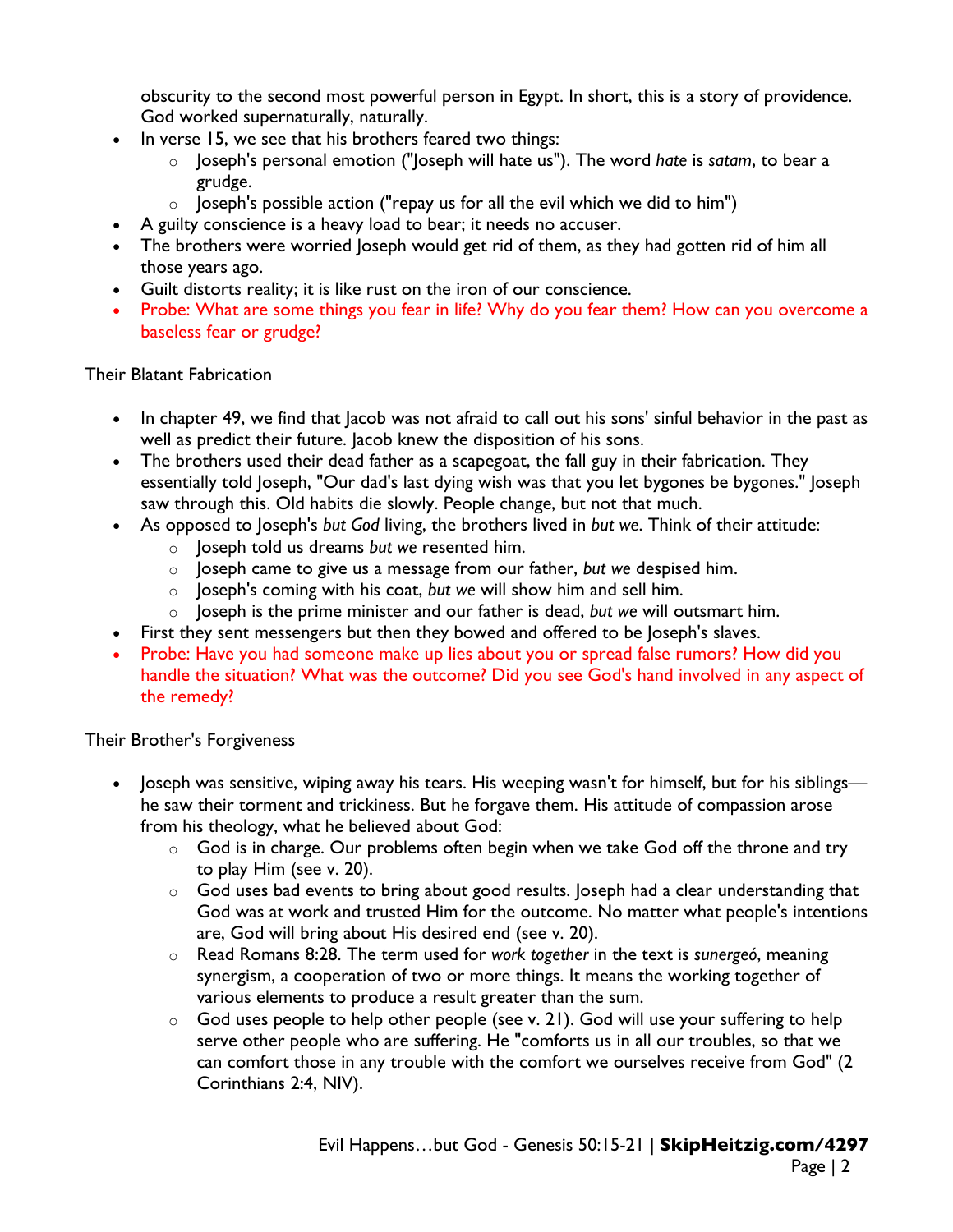obscurity to the second most powerful person in Egypt. In short, this is a story of providence. God worked supernaturally, naturally.

- In verse 15, we see that his brothers feared two things:
  - Joseph's personal emotion ("Joseph will hate us"). The word *hate* is *satam*, to bear a grudge.
  - Joseph's possible action ("repay us for all the evil which we did to him")
- A guilty conscience is a heavy load to bear; it needs no accuser.
- The brothers were worried Joseph would get rid of them, as they had gotten rid of him all those years ago.
- Guilt distorts reality; it is like rust on the iron of our conscience.
- Probe: What are some things you fear in life? Why do you fear them? How can you overcome a baseless fear or grudge?

Their Blatant Fabrication

- In chapter 49, we find that Jacob was not afraid to call out his sons' sinful behavior in the past as well as predict their future. Jacob knew the disposition of his sons.
- The brothers used their dead father as a scapegoat, the fall guy in their fabrication. They essentially told Joseph, "Our dad's last dying wish was that you let bygones be bygones." Joseph saw through this. Old habits die slowly. People change, but not that much.
- As opposed to Joseph's *but God* living, the brothers lived in *but we*. Think of their attitude:
  - Joseph told us dreams *but we* resented him.
  - Joseph came to give us a message from our father, *but we* despised him.
  - Joseph's coming with his coat, *but we* will show him and sell him.
  - Joseph is the prime minister and our father is dead, *but we* will outsmart him.
- First they sent messengers but then they bowed and offered to be Joseph's slaves.
- Probe: Have you had someone make up lies about you or spread false rumors? How did you handle the situation? What was the outcome? Did you see God's hand involved in any aspect of the remedy?

Their Brother's Forgiveness

- Joseph was sensitive, wiping away his tears. His weeping wasn't for himself, but for his siblings—he saw their torment and trickiness. But he forgave them. His attitude of compassion arose from his theology, what he believed about God:
  - God is in charge. Our problems often begin when we take God off the throne and try to play Him (see v. 20).
  - God uses bad events to bring about good results. Joseph had a clear understanding that God was at work and trusted Him for the outcome. No matter what people's intentions are, God will bring about His desired end (see v. 20).
  - Read Romans 8:28. The term used for *work together* in the text is *sunergeó*, meaning synergism, a cooperation of two or more things. It means the working together of various elements to produce a result greater than the sum.
  - God uses people to help other people (see v. 21). God will use your suffering to help serve other people who are suffering. He "comforts us in all our troubles, so that we can comfort those in any trouble with the comfort we ourselves receive from God" (2 Corinthians 2:4, NIV).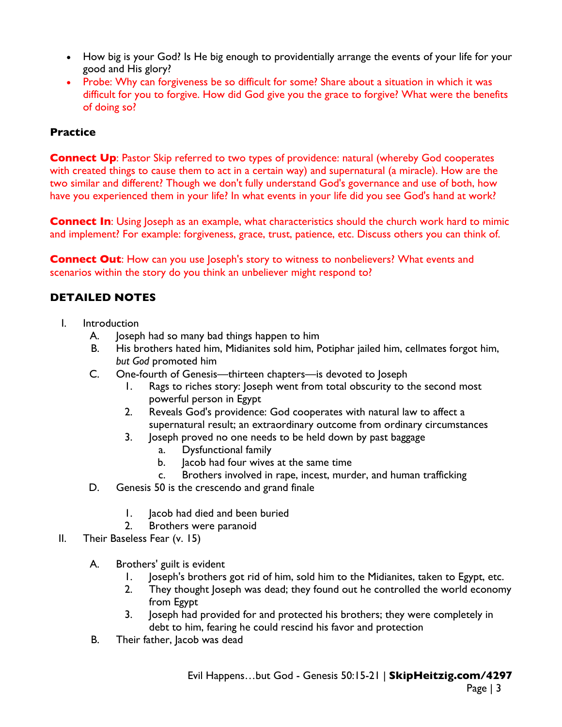- How big is your God? Is He big enough to providentially arrange the events of your life for your good and His glory?
- Probe: Why can forgiveness be so difficult for some? Share about a situation in which it was difficult for you to forgive. How did God give you the grace to forgive? What were the benefits of doing so?

**Practice**

**Connect Up**: Pastor Skip referred to two types of providence: natural (whereby God cooperates with created things to cause them to act in a certain way) and supernatural (a miracle). How are the two similar and different? Though we don't fully understand God's governance and use of both, how have you experienced them in your life? In what events in your life did you see God's hand at work?

**Connect In**: Using Joseph as an example, what characteristics should the church work hard to mimic and implement? For example: forgiveness, grace, trust, patience, etc. Discuss others you can think of.

**Connect Out**: How can you use Joseph's story to witness to nonbelievers? What events and scenarios within the story do you think an unbeliever might respond to?

## DETAILED NOTES

I. Introduction
   A. Joseph had so many bad things happen to him
   B. His brothers hated him, Midianites sold him, Potiphar jailed him, cellmates forgot him, *but God* promoted him
   C. One-fourth of Genesis—thirteen chapters—is devoted to Joseph
      1. Rags to riches story: Joseph went from total obscurity to the second most powerful person in Egypt
      2. Reveals God's providence: God cooperates with natural law to affect a supernatural result; an extraordinary outcome from ordinary circumstances
      3. Joseph proved no one needs to be held down by past baggage
         a. Dysfunctional family
         b. Jacob had four wives at the same time
         c. Brothers involved in rape, incest, murder, and human trafficking
   D. Genesis 50 is the crescendo and grand finale
      1. Jacob had died and been buried
      2. Brothers were paranoid

II. Their Baseless Fear (v. 15)
   A. Brothers' guilt is evident
      1. Joseph's brothers got rid of him, sold him to the Midianites, taken to Egypt, etc.
      2. They thought Joseph was dead; they found out he controlled the world economy from Egypt
      3. Joseph had provided for and protected his brothers; they were completely in debt to him, fearing he could rescind his favor and protection
   B. Their father, Jacob was dead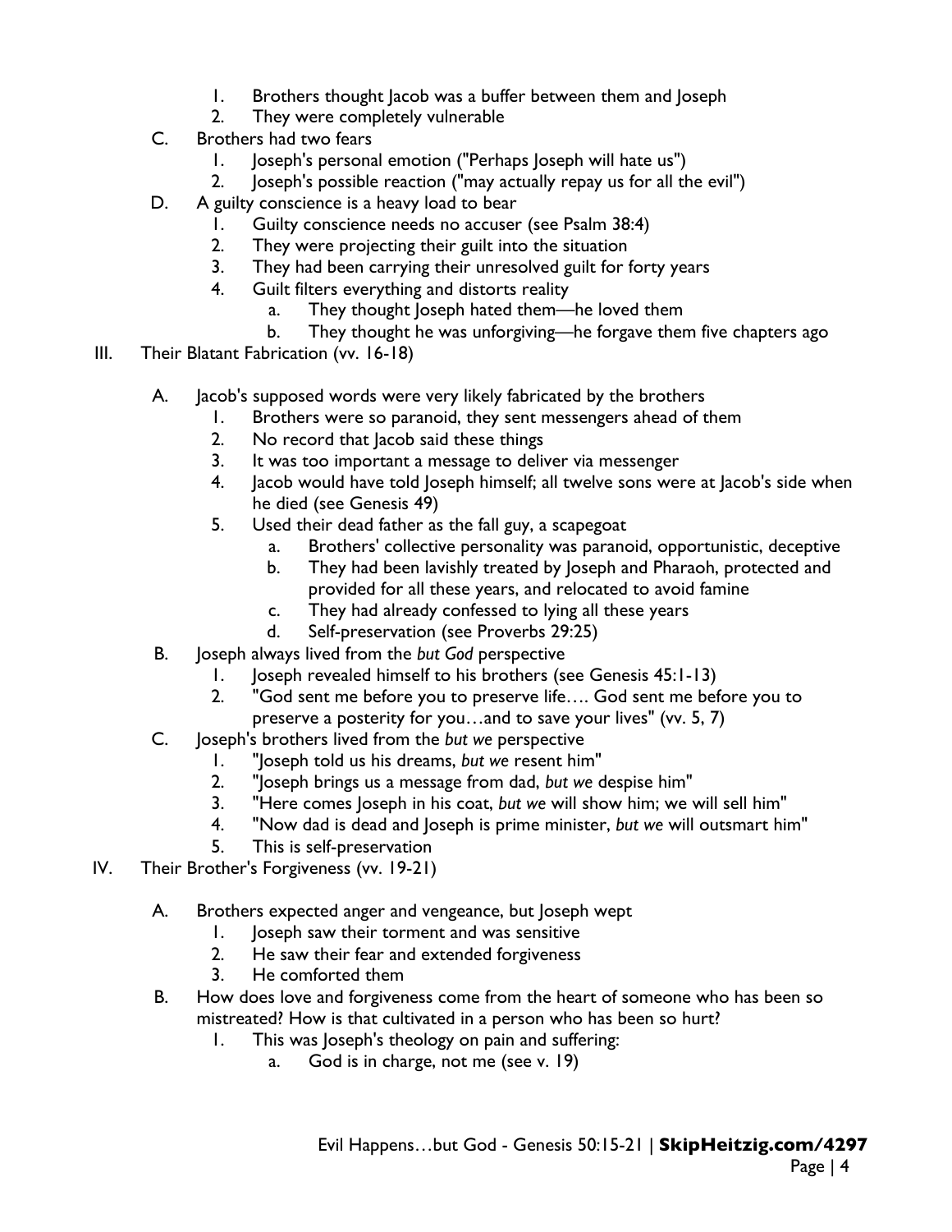1. Brothers thought Jacob was a buffer between them and Joseph
   2. They were completely vulnerable
- C. Brothers had two fears
   1. Joseph's personal emotion ("Perhaps Joseph will hate us")
   2. Joseph's possible reaction ("may actually repay us for all the evil")
- D. A guilty conscience is a heavy load to bear
   1. Guilty conscience needs no accuser (see Psalm 38:4)
   2. They were projecting their guilt into the situation
   3. They had been carrying their unresolved guilt for forty years
   4. Guilt filters everything and distorts reality
      - a. They thought Joseph hated them—he loved them
      - b. They thought he was unforgiving—he forgave them five chapters ago

III. Their Blatant Fabrication (vv. 16-18)

- A. Jacob's supposed words were very likely fabricated by the brothers
   1. Brothers were so paranoid, they sent messengers ahead of them
   2. No record that Jacob said these things
   3. It was too important a message to deliver via messenger
   4. Jacob would have told Joseph himself; all twelve sons were at Jacob's side when he died (see Genesis 49)
   5. Used their dead father as the fall guy, a scapegoat
      - a. Brothers' collective personality was paranoid, opportunistic, deceptive
      - b. They had been lavishly treated by Joseph and Pharaoh, protected and provided for all these years, and relocated to avoid famine
      - c. They had already confessed to lying all these years
      - d. Self-preservation (see Proverbs 29:25)
- B. Joseph always lived from the *but God* perspective
   1. Joseph revealed himself to his brothers (see Genesis 45:1-13)
   2. "God sent me before you to preserve life…. God sent me before you to preserve a posterity for you…and to save your lives" (vv. 5, 7)
- C. Joseph's brothers lived from the *but we* perspective
   1. "Joseph told us his dreams, *but we* resent him"
   2. "Joseph brings us a message from dad, *but we* despise him"
   3. "Here comes Joseph in his coat, *but we* will show him; we will sell him"
   4. "Now dad is dead and Joseph is prime minister, *but we* will outsmart him"
   5. This is self-preservation

IV. Their Brother's Forgiveness (vv. 19-21)

- A. Brothers expected anger and vengeance, but Joseph wept
   1. Joseph saw their torment and was sensitive
   2. He saw their fear and extended forgiveness
   3. He comforted them
- B. How does love and forgiveness come from the heart of someone who has been so mistreated? How is that cultivated in a person who has been so hurt?
   1. This was Joseph's theology on pain and suffering:
      - a. God is in charge, not me (see v. 19)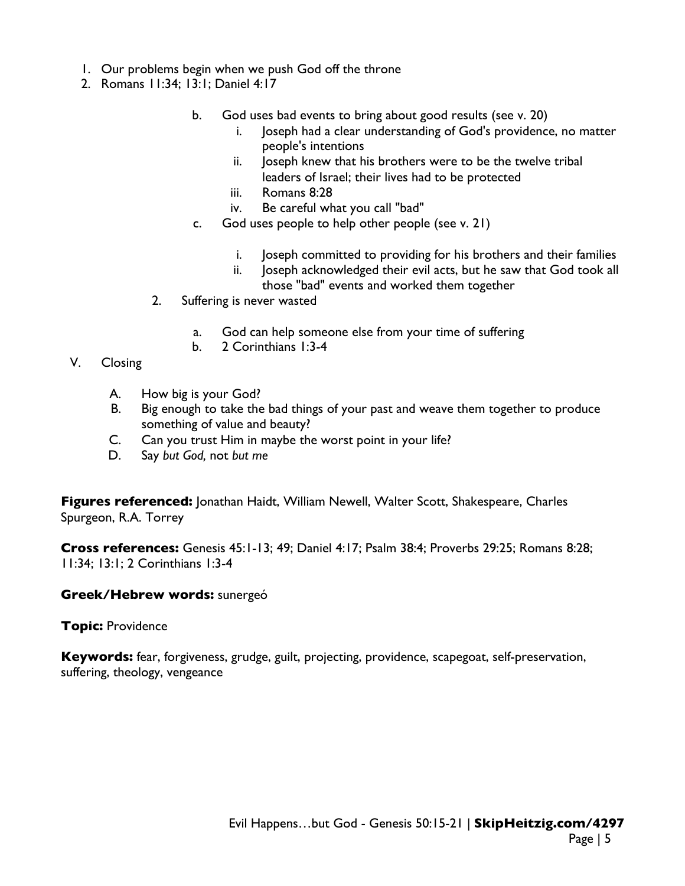1. Our problems begin when we push God off the throne
2. Romans 11:34; 13:1; Daniel 4:17

   b. God uses bad events to bring about good results (see v. 20)
      i. Joseph had a clear understanding of God's providence, no matter people's intentions
      ii. Joseph knew that his brothers were to be the twelve tribal leaders of Israel; their lives had to be protected
      iii. Romans 8:28
      iv. Be careful what you call "bad"
   c. God uses people to help other people (see v. 21)
      i. Joseph committed to providing for his brothers and their families
      ii. Joseph acknowledged their evil acts, but he saw that God took all those "bad" events and worked them together

2. Suffering is never wasted
   a. God can help someone else from your time of suffering
   b. 2 Corinthians 1:3-4

V. Closing

   A. How big is your God?
   B. Big enough to take the bad things of your past and weave them together to produce something of value and beauty?
   C. Can you trust Him in maybe the worst point in your life?
   D. Say *but God,* not *but me*

**Figures referenced:** Jonathan Haidt, William Newell, Walter Scott, Shakespeare, Charles Spurgeon, R.A. Torrey

**Cross references:** Genesis 45:1-13; 49; Daniel 4:17; Psalm 38:4; Proverbs 29:25; Romans 8:28; 11:34; 13:1; 2 Corinthians 1:3-4

**Greek/Hebrew words:** sunergeó

**Topic:** Providence

**Keywords:** fear, forgiveness, grudge, guilt, projecting, providence, scapegoat, self-preservation, suffering, theology, vengeance